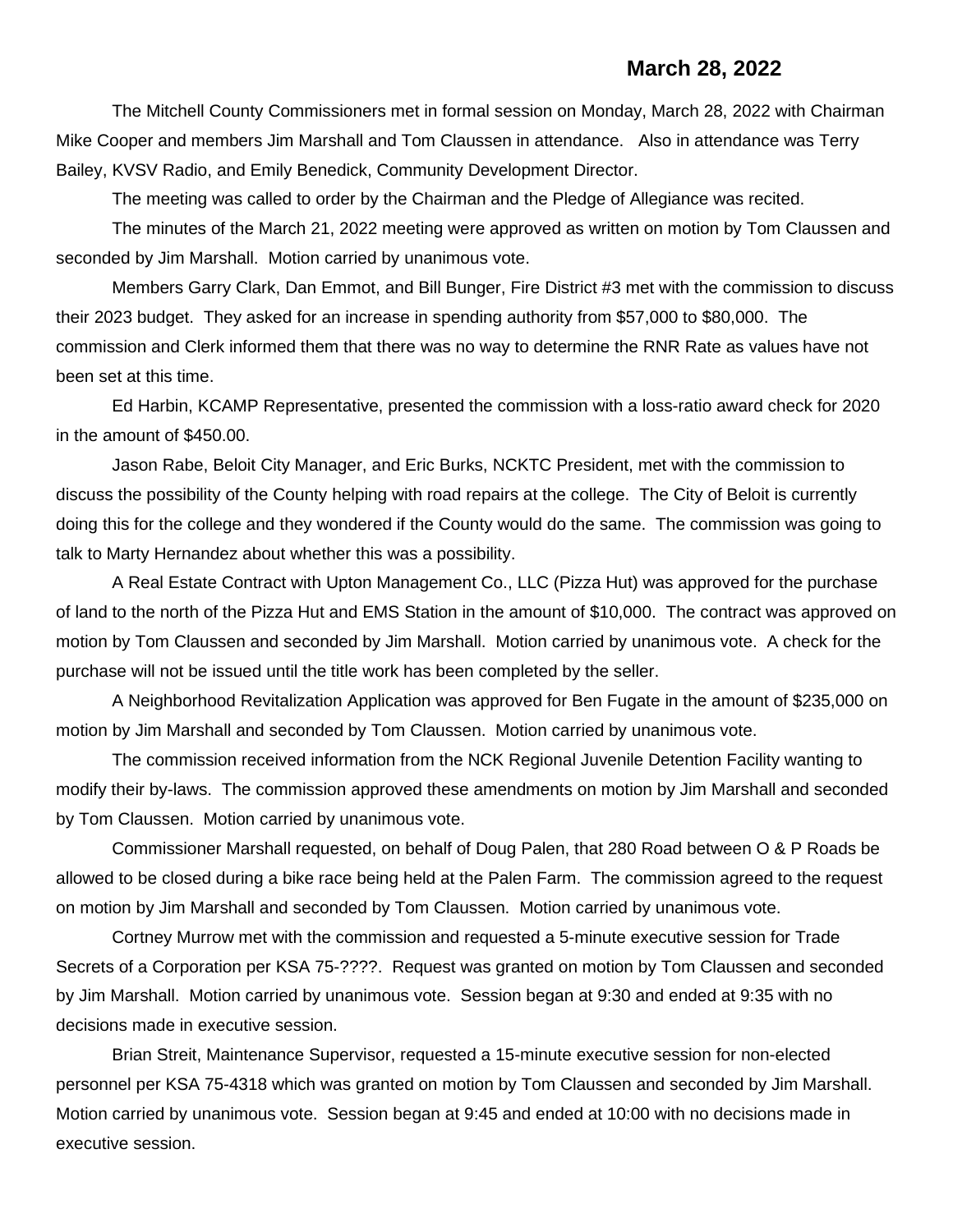**March 28, 2022**

The Mitchell County Commissioners met in formal session on Monday, March 28, 2022 with Chairman Mike Cooper and members Jim Marshall and Tom Claussen in attendance. Also in attendance was Terry Bailey, KVSV Radio, and Emily Benedick, Community Development Director.

The meeting was called to order by the Chairman and the Pledge of Allegiance was recited.

The minutes of the March 21, 2022 meeting were approved as written on motion by Tom Claussen and seconded by Jim Marshall. Motion carried by unanimous vote.

Members Garry Clark, Dan Emmot, and Bill Bunger, Fire District #3 met with the commission to discuss their 2023 budget. They asked for an increase in spending authority from $57,000 to $80,000. The commission and Clerk informed them that there was no way to determine the RNR Rate as values have not been set at this time.

Ed Harbin, KCAMP Representative, presented the commission with a loss-ratio award check for 2020 in the amount of $450.00.

Jason Rabe, Beloit City Manager, and Eric Burks, NCKTC President, met with the commission to discuss the possibility of the County helping with road repairs at the college. The City of Beloit is currently doing this for the college and they wondered if the County would do the same. The commission was going to talk to Marty Hernandez about whether this was a possibility.

A Real Estate Contract with Upton Management Co., LLC (Pizza Hut) was approved for the purchase of land to the north of the Pizza Hut and EMS Station in the amount of $10,000. The contract was approved on motion by Tom Claussen and seconded by Jim Marshall. Motion carried by unanimous vote. A check for the purchase will not be issued until the title work has been completed by the seller.

A Neighborhood Revitalization Application was approved for Ben Fugate in the amount of $235,000 on motion by Jim Marshall and seconded by Tom Claussen. Motion carried by unanimous vote.

The commission received information from the NCK Regional Juvenile Detention Facility wanting to modify their by-laws. The commission approved these amendments on motion by Jim Marshall and seconded by Tom Claussen. Motion carried by unanimous vote.

Commissioner Marshall requested, on behalf of Doug Palen, that 280 Road between O & P Roads be allowed to be closed during a bike race being held at the Palen Farm. The commission agreed to the request on motion by Jim Marshall and seconded by Tom Claussen. Motion carried by unanimous vote.

Cortney Murrow met with the commission and requested a 5-minute executive session for Trade Secrets of a Corporation per KSA 75-????. Request was granted on motion by Tom Claussen and seconded by Jim Marshall. Motion carried by unanimous vote. Session began at 9:30 and ended at 9:35 with no decisions made in executive session.

Brian Streit, Maintenance Supervisor, requested a 15-minute executive session for non-elected personnel per KSA 75-4318 which was granted on motion by Tom Claussen and seconded by Jim Marshall. Motion carried by unanimous vote. Session began at 9:45 and ended at 10:00 with no decisions made in executive session.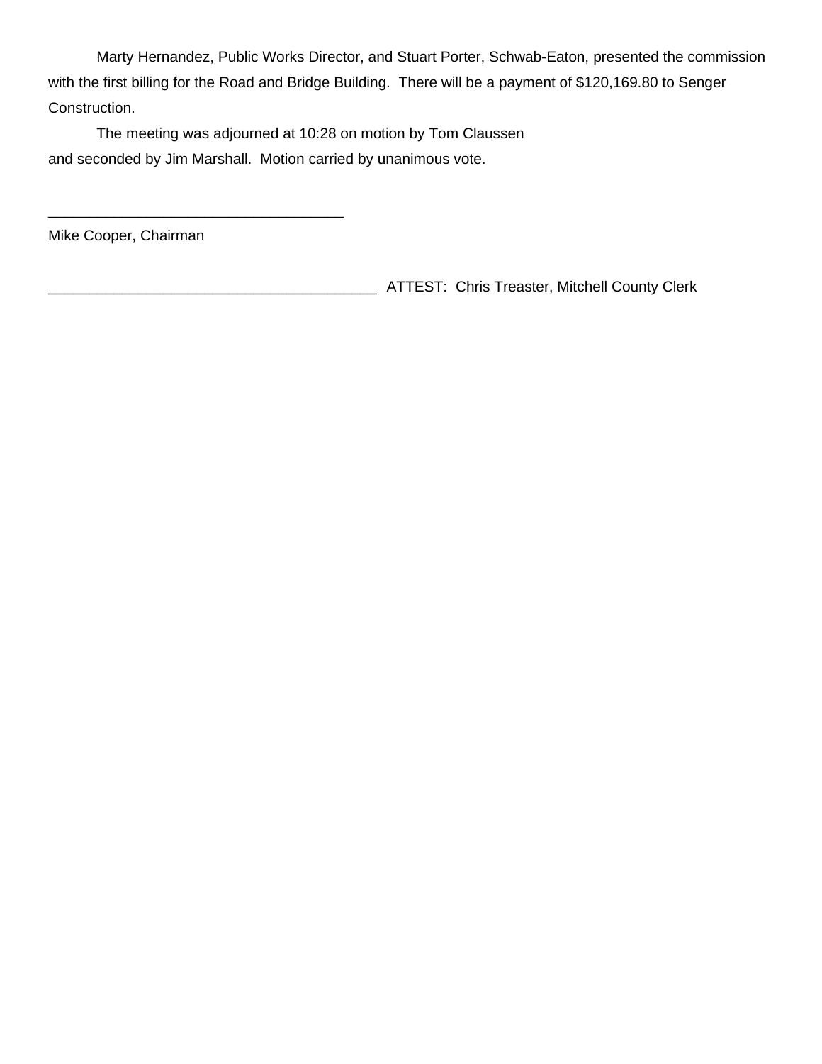Marty Hernandez, Public Works Director, and Stuart Porter, Schwab-Eaton, presented the commission with the first billing for the Road and Bridge Building. There will be a payment of $120,169.80 to Senger Construction.

The meeting was adjourned at 10:28 on motion by Tom Claussen and seconded by Jim Marshall. Motion carried by unanimous vote.

____________________________________

Mike Cooper, Chairman

________________________________________ ATTEST: Chris Treaster, Mitchell County Clerk